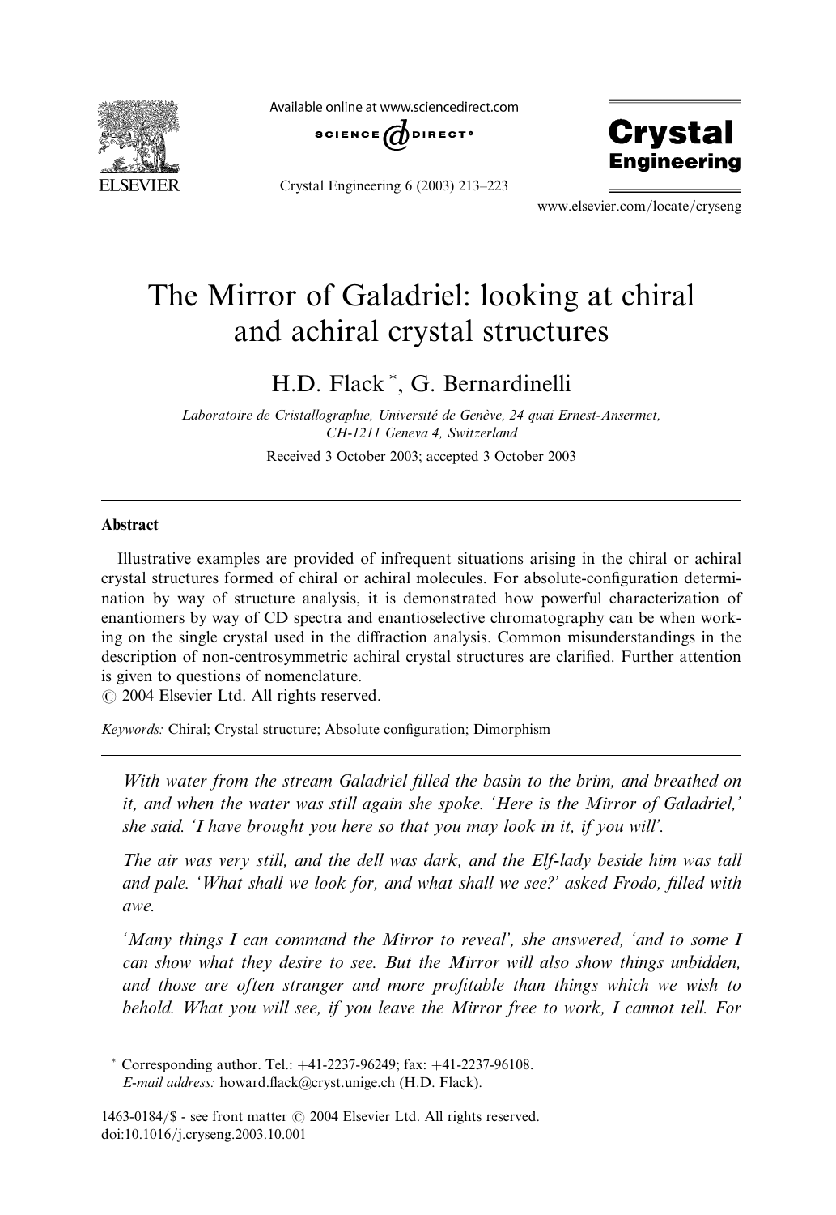# The Mirror of Galadriel: looking at chiral and achiral crystal structures

H.D. Flack *, G. Bernardinelli

*Laboratoire de Cristallographie, Université de Genève, 24 quai Ernest-Ansermet, CH-1211 Geneva 4, Switzerland*

Received 3 October 2003; accepted 3 October 2003

---

## Abstract

Illustrative examples are provided of infrequent situations arising in the chiral or achiral crystal structures formed of chiral or achiral molecules. For absolute-configuration determination by way of structure analysis, it is demonstrated how powerful characterization of enantiomers by way of CD spectra and enantioselective chromatography can be when working on the single crystal used in the diffraction analysis. Common misunderstandings in the description of non-centrosymmetric achiral crystal structures are clarified. Further attention is given to questions of nomenclature.

© 2004 Elsevier Ltd. All rights reserved.

*Keywords:* Chiral; Crystal structure; Absolute configuration; Dimorphism

---

*With water from the stream Galadriel filled the basin to the brim, and breathed on it, and when the water was still again she spoke. 'Here is the Mirror of Galadriel,' she said. 'I have brought you here so that you may look in it, if you will'.*

*The air was very still, and the dell was dark, and the Elf-lady beside him was tall and pale. 'What shall we look for, and what shall we see?' asked Frodo, filled with awe.*

*'Many things I can command the Mirror to reveal', she answered, 'and to some I can show what they desire to see. But the Mirror will also show things unbidden, and those are often stranger and more profitable than things which we wish to behold. What you will see, if you leave the Mirror free to work, I cannot tell. For*

---

* Corresponding author. Tel.: +41-2237-96249; fax: +41-2237-96108.
*E-mail address:* howard.flack@cryst.unige.ch (H.D. Flack).

1463-0184/$ - see front matter © 2004 Elsevier Ltd. All rights reserved.
doi:10.1016/j.cryseng.2003.10.001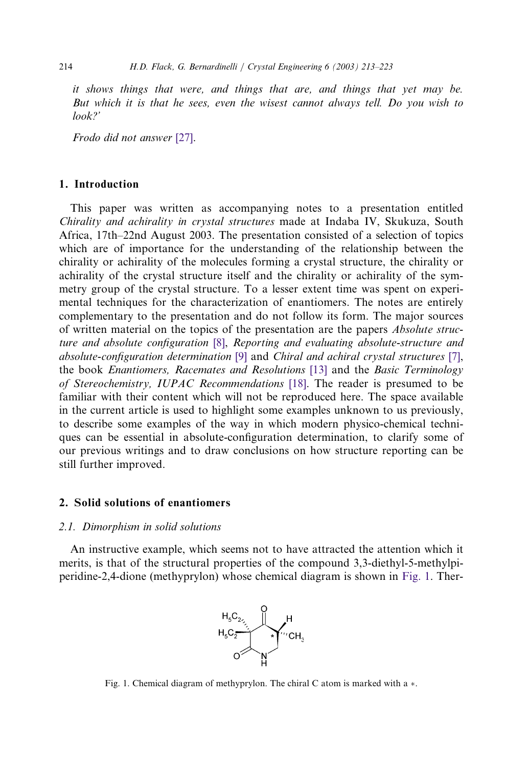*it shows things that were, and things that are, and things that yet may be. But which it is that he sees, even the wisest cannot always tell. Do you wish to look?'*

*Frodo did not answer* [27].

## 1. Introduction

This paper was written as accompanying notes to a presentation entitled *Chirality and achirality in crystal structures* made at Indaba IV, Skukuza, South Africa, 17th–22nd August 2003. The presentation consisted of a selection of topics which are of importance for the understanding of the relationship between the chirality or achirality of the molecules forming a crystal structure, the chirality or achirality of the crystal structure itself and the chirality or achirality of the symmetry group of the crystal structure. To a lesser extent time was spent on experimental techniques for the characterization of enantiomers. The notes are entirely complementary to the presentation and do not follow its form. The major sources of written material on the topics of the presentation are the papers *Absolute structure and absolute configuration* [8], *Reporting and evaluating absolute-structure and absolute-configuration determination* [9] and *Chiral and achiral crystal structures* [7], the book *Enantiomers, Racemates and Resolutions* [13] and the *Basic Terminology of Stereochemistry, IUPAC Recommendations* [18]. The reader is presumed to be familiar with their content which will not be reproduced here. The space available in the current article is used to highlight some examples unknown to us previously, to describe some examples of the way in which modern physico-chemical techniques can be essential in absolute-configuration determination, to clarify some of our previous writings and to draw conclusions on how structure reporting can be still further improved.

## 2. Solid solutions of enantiomers

### 2.1. Dimorphism in solid solutions

An instructive example, which seems not to have attracted the attention which it merits, is that of the structural properties of the compound 3,3-diethyl-5-methylpiperidine-2,4-dione (methyprylon) whose chemical diagram is shown in Fig. 1. Ther-

Fig. 1. Chemical diagram of methyprylon. The chiral C atom is marked with a $*$.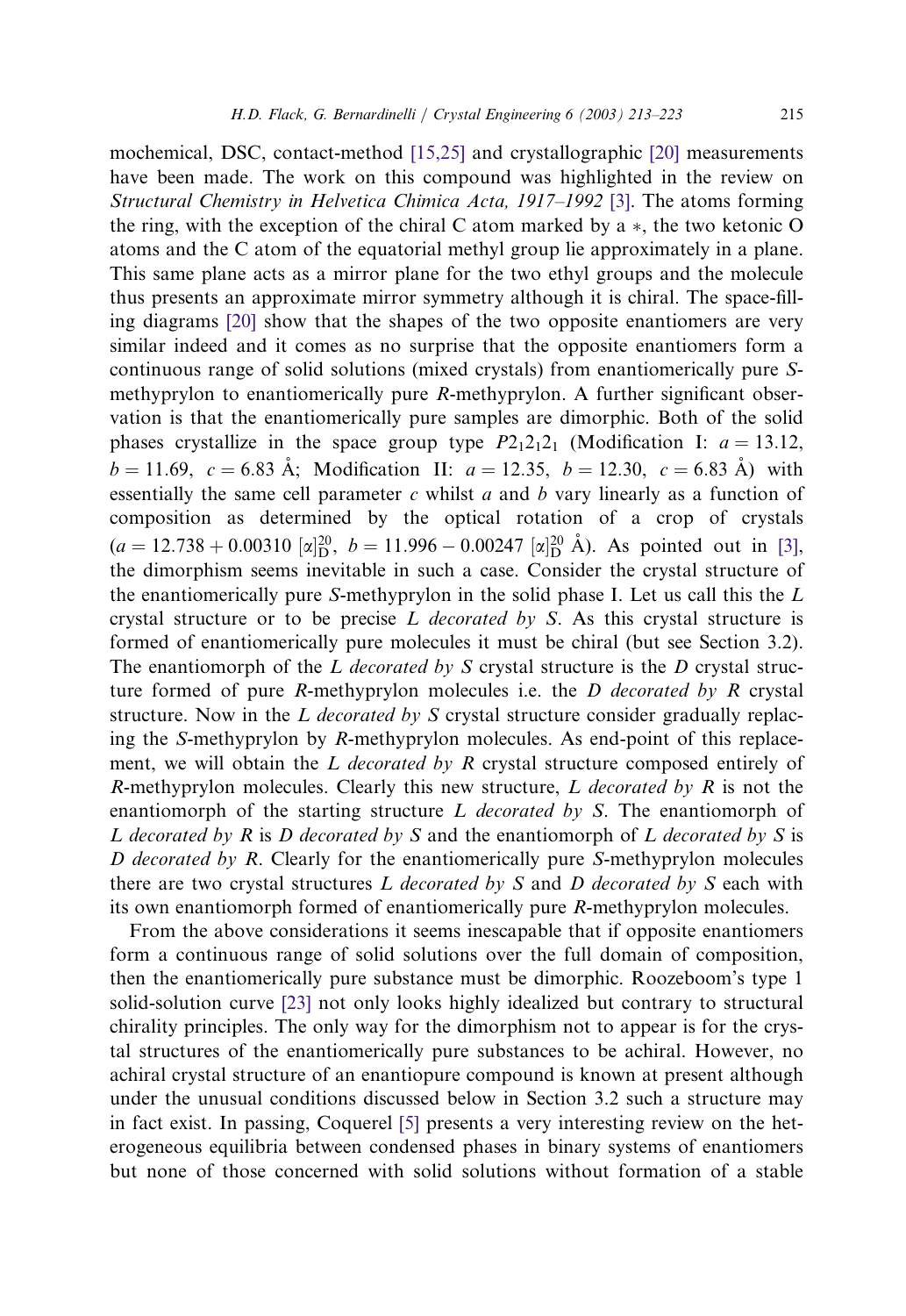mochemical, DSC, contact-method [15,25] and crystallographic [20] measurements have been made. The work on this compound was highlighted in the review on *Structural Chemistry in Helvetica Chimica Acta, 1917–1992* [3]. The atoms forming the ring, with the exception of the chiral C atom marked by a $*$, the two ketonic O atoms and the C atom of the equatorial methyl group lie approximately in a plane. This same plane acts as a mirror plane for the two ethyl groups and the molecule thus presents an approximate mirror symmetry although it is chiral. The space-filling diagrams [20] show that the shapes of the two opposite enantiomers are very similar indeed and it comes as no surprise that the opposite enantiomers form a continuous range of solid solutions (mixed crystals) from enantiomerically pure *S*-methyprylon to enantiomerically pure *R*-methyprylon. A further significant observation is that the enantiomerically pure samples are dimorphic. Both of the solid phases crystallize in the space group type $P2_12_12_1$ (Modification I: $a = 13.12$, $b = 11.69$, $c = 6.83$ Å; Modification II: $a = 12.35$, $b = 12.30$, $c = 6.83$ Å) with essentially the same cell parameter $c$ whilst $a$ and $b$ vary linearly as a function of composition as determined by the optical rotation of a crop of crystals ($a = 12.738 + 0.00310\ [\alpha]_D^{20}$, $b = 11.996 - 0.00247\ [\alpha]_D^{20}$ Å). As pointed out in [3], the dimorphism seems inevitable in such a case. Consider the crystal structure of the enantiomerically pure *S*-methyprylon in the solid phase I. Let us call this the *L* crystal structure or to be precise *L decorated by S*. As this crystal structure is formed of enantiomerically pure molecules it must be chiral (but see Section 3.2). The enantiomorph of the *L decorated by S* crystal structure is the *D* crystal structure formed of pure *R*-methyprylon molecules i.e. the *D decorated by R* crystal structure. Now in the *L decorated by S* crystal structure consider gradually replacing the *S*-methyprylon by *R*-methyprylon molecules. As end-point of this replacement, we will obtain the *L decorated by R* crystal structure composed entirely of *R*-methyprylon molecules. Clearly this new structure, *L decorated by R* is not the enantiomorph of the starting structure *L decorated by S*. The enantiomorph of *L decorated by R* is *D decorated by S* and the enantiomorph of *L decorated by S* is *D decorated by R*. Clearly for the enantiomerically pure *S*-methyprylon molecules there are two crystal structures *L decorated by S* and *D decorated by S* each with its own enantiomorph formed of enantiomerically pure *R*-methyprylon molecules.

From the above considerations it seems inescapable that if opposite enantiomers form a continuous range of solid solutions over the full domain of composition, then the enantiomerically pure substance must be dimorphic. Roozeboom's type 1 solid-solution curve [23] not only looks highly idealized but contrary to structural chirality principles. The only way for the dimorphism not to appear is for the crystal structures of the enantiomerically pure substances to be achiral. However, no achiral crystal structure of an enantiopure compound is known at present although under the unusual conditions discussed below in Section 3.2 such a structure may in fact exist. In passing, Coquerel [5] presents a very interesting review on the heterogeneous equilibria between condensed phases in binary systems of enantiomers but none of those concerned with solid solutions without formation of a stable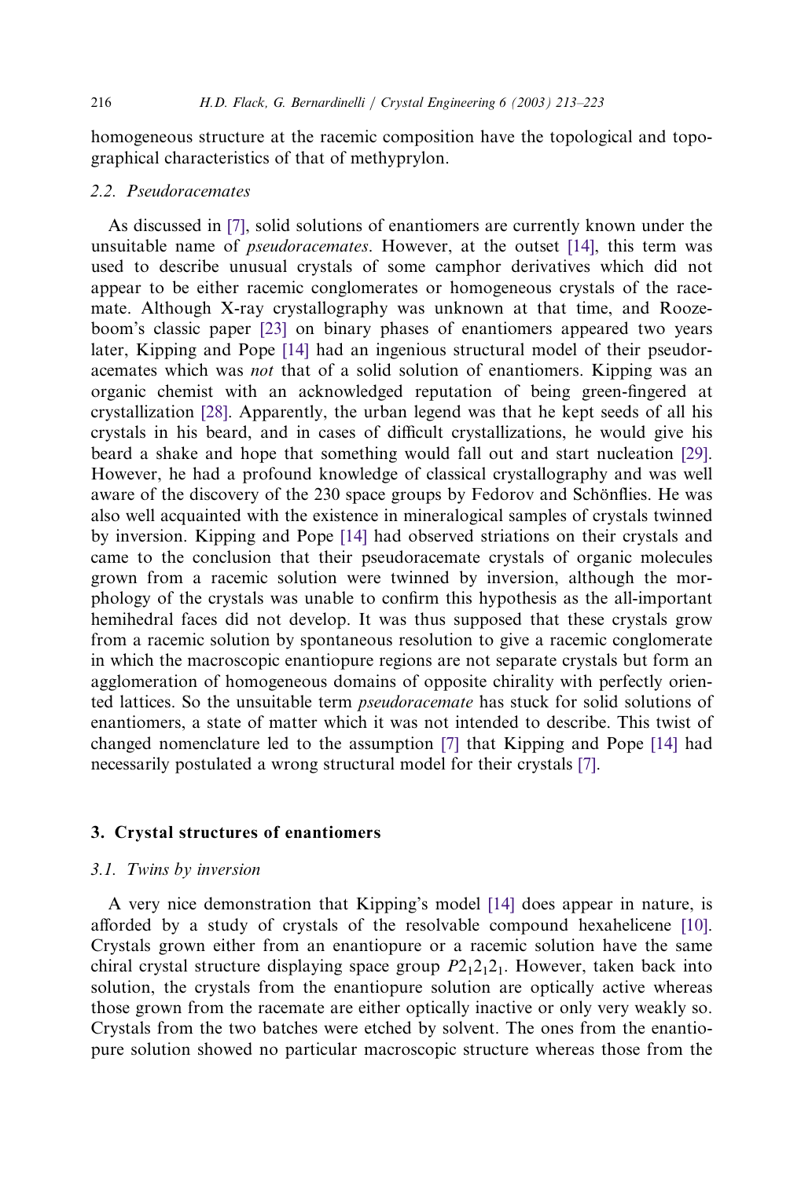homogeneous structure at the racemic composition have the topological and topographical characteristics of that of methyprylon.

### 2.2. Pseudoracemates

As discussed in [7], solid solutions of enantiomers are currently known under the unsuitable name of *pseudoracemates*. However, at the outset [14], this term was used to describe unusual crystals of some camphor derivatives which did not appear to be either racemic conglomerates or homogeneous crystals of the racemate. Although X-ray crystallography was unknown at that time, and Roozeboom's classic paper [23] on binary phases of enantiomers appeared two years later, Kipping and Pope [14] had an ingenious structural model of their pseudoracemates which was *not* that of a solid solution of enantiomers. Kipping was an organic chemist with an acknowledged reputation of being green-fingered at crystallization [28]. Apparently, the urban legend was that he kept seeds of all his crystals in his beard, and in cases of difficult crystallizations, he would give his beard a shake and hope that something would fall out and start nucleation [29]. However, he had a profound knowledge of classical crystallography and was well aware of the discovery of the 230 space groups by Fedorov and Schönflies. He was also well acquainted with the existence in mineralogical samples of crystals twinned by inversion. Kipping and Pope [14] had observed striations on their crystals and came to the conclusion that their pseudoracemate crystals of organic molecules grown from a racemic solution were twinned by inversion, although the morphology of the crystals was unable to confirm this hypothesis as the all-important hemihedral faces did not develop. It was thus supposed that these crystals grow from a racemic solution by spontaneous resolution to give a racemic conglomerate in which the macroscopic enantiopure regions are not separate crystals but form an agglomeration of homogeneous domains of opposite chirality with perfectly oriented lattices. So the unsuitable term *pseudoracemate* has stuck for solid solutions of enantiomers, a state of matter which it was not intended to describe. This twist of changed nomenclature led to the assumption [7] that Kipping and Pope [14] had necessarily postulated a wrong structural model for their crystals [7].

## 3. Crystal structures of enantiomers

### 3.1. Twins by inversion

A very nice demonstration that Kipping's model [14] does appear in nature, is afforded by a study of crystals of the resolvable compound hexahelicene [10]. Crystals grown either from an enantiopure or a racemic solution have the same chiral crystal structure displaying space group $P2_12_12_1$. However, taken back into solution, the crystals from the enantiopure solution are optically active whereas those grown from the racemate are either optically inactive or only very weakly so. Crystals from the two batches were etched by solvent. The ones from the enantiopure solution showed no particular macroscopic structure whereas those from the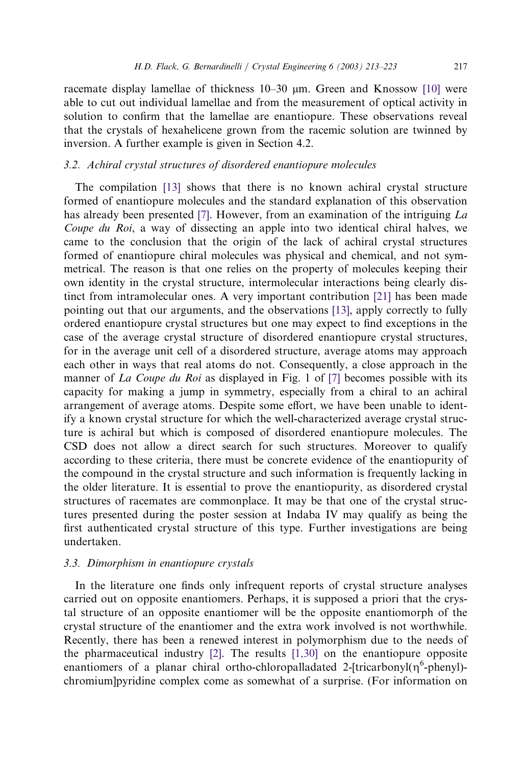racemate display lamellae of thickness 10–30 μm. Green and Knossow [10] were able to cut out individual lamellae and from the measurement of optical activity in solution to confirm that the lamellae are enantiopure. These observations reveal that the crystals of hexahelicene grown from the racemic solution are twinned by inversion. A further example is given in Section 4.2.

### *3.2. Achiral crystal structures of disordered enantiopure molecules*

The compilation [13] shows that there is no known achiral crystal structure formed of enantiopure molecules and the standard explanation of this observation has already been presented [7]. However, from an examination of the intriguing *La Coupe du Roi*, a way of dissecting an apple into two identical chiral halves, we came to the conclusion that the origin of the lack of achiral crystal structures formed of enantiopure chiral molecules was physical and chemical, and not symmetrical. The reason is that one relies on the property of molecules keeping their own identity in the crystal structure, intermolecular interactions being clearly distinct from intramolecular ones. A very important contribution [21] has been made pointing out that our arguments, and the observations [13], apply correctly to fully ordered enantiopure crystal structures but one may expect to find exceptions in the case of the average crystal structure of disordered enantiopure crystal structures, for in the average unit cell of a disordered structure, average atoms may approach each other in ways that real atoms do not. Consequently, a close approach in the manner of *La Coupe du Roi* as displayed in Fig. 1 of [7] becomes possible with its capacity for making a jump in symmetry, especially from a chiral to an achiral arrangement of average atoms. Despite some effort, we have been unable to identify a known crystal structure for which the well-characterized average crystal structure is achiral but which is composed of disordered enantiopure molecules. The CSD does not allow a direct search for such structures. Moreover to qualify according to these criteria, there must be concrete evidence of the enantiopurity of the compound in the crystal structure and such information is frequently lacking in the older literature. It is essential to prove the enantiopurity, as disordered crystal structures of racemates are commonplace. It may be that one of the crystal structures presented during the poster session at Indaba IV may qualify as being the first authenticated crystal structure of this type. Further investigations are being undertaken.

### *3.3. Dimorphism in enantiopure crystals*

In the literature one finds only infrequent reports of crystal structure analyses carried out on opposite enantiomers. Perhaps, it is supposed a priori that the crystal structure of an opposite enantiomer will be the opposite enantiomorph of the crystal structure of the enantiomer and the extra work involved is not worthwhile. Recently, there has been a renewed interest in polymorphism due to the needs of the pharmaceutical industry [2]. The results [1,30] on the enantiopure opposite enantiomers of a planar chiral ortho-chloropalladated 2-[tricarbonyl($\eta^6$-phenyl)-chromium]pyridine complex come as somewhat of a surprise. (For information on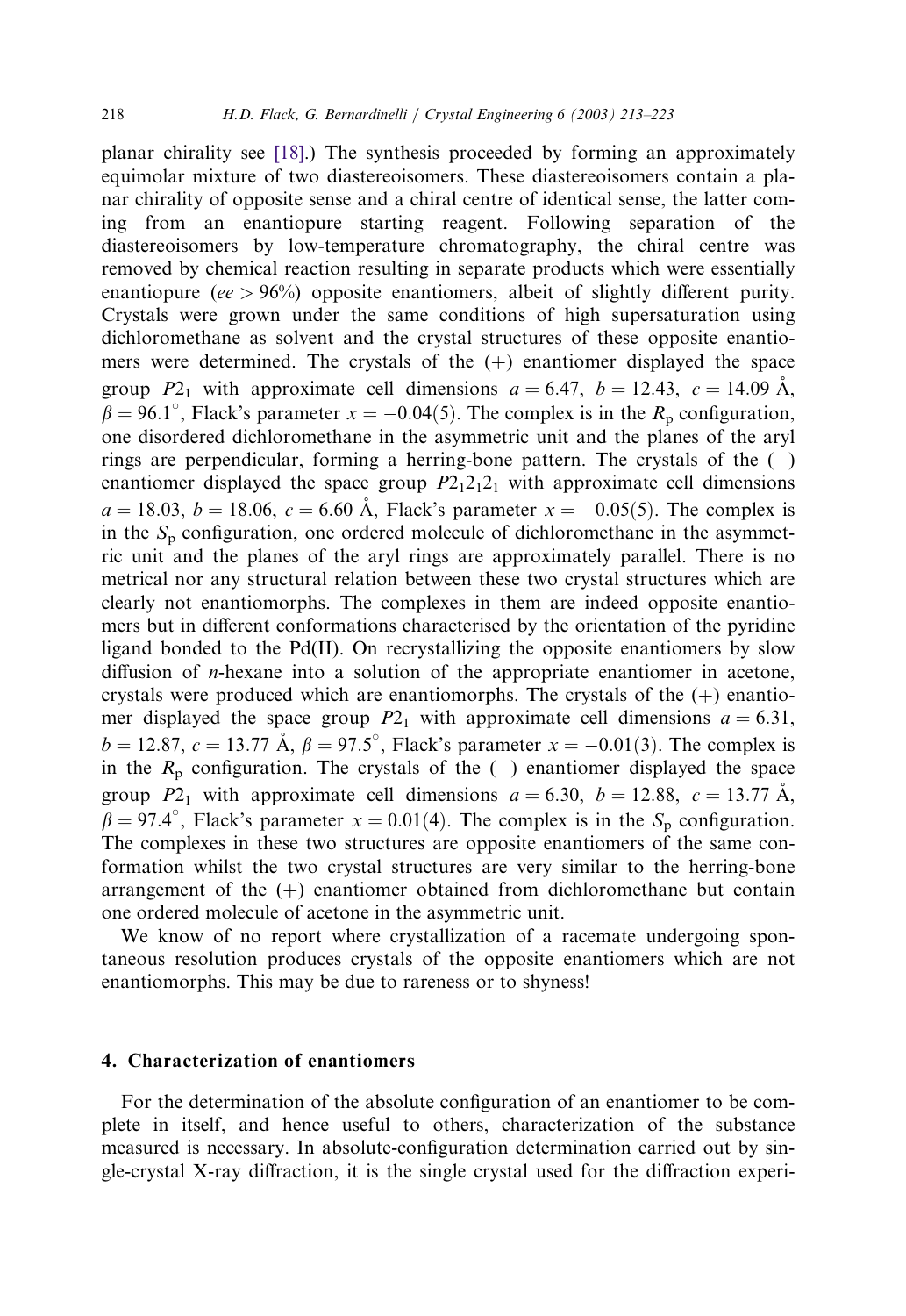planar chirality see [18].) The synthesis proceeded by forming an approximately equimolar mixture of two diastereoisomers. These diastereoisomers contain a planar chirality of opposite sense and a chiral centre of identical sense, the latter coming from an enantiopure starting reagent. Following separation of the diastereoisomers by low-temperature chromatography, the chiral centre was removed by chemical reaction resulting in separate products which were essentially enantiopure (*ee* > 96%) opposite enantiomers, albeit of slightly different purity. Crystals were grown under the same conditions of high supersaturation using dichloromethane as solvent and the crystal structures of these opposite enantiomers were determined. The crystals of the (+) enantiomer displayed the space group $P2_1$ with approximate cell dimensions $a = 6.47$, $b = 12.43$, $c = 14.09$ Å, $\beta = 96.1^{\circ}$, Flack's parameter $x = -0.04(5)$. The complex is in the $R_p$ configuration, one disordered dichloromethane in the asymmetric unit and the planes of the aryl rings are perpendicular, forming a herring-bone pattern. The crystals of the (−) enantiomer displayed the space group $P2_12_12_1$ with approximate cell dimensions $a = 18.03$, $b = 18.06$, $c = 6.60$ Å, Flack's parameter $x = -0.05(5)$. The complex is in the $S_p$ configuration, one ordered molecule of dichloromethane in the asymmetric unit and the planes of the aryl rings are approximately parallel. There is no metrical nor any structural relation between these two crystal structures which are clearly not enantiomorphs. The complexes in them are indeed opposite enantiomers but in different conformations characterised by the orientation of the pyridine ligand bonded to the Pd(II). On recrystallizing the opposite enantiomers by slow diffusion of *n*-hexane into a solution of the appropriate enantiomer in acetone, crystals were produced which are enantiomorphs. The crystals of the (+) enantiomer displayed the space group $P2_1$ with approximate cell dimensions $a = 6.31$, $b = 12.87$, $c = 13.77$ Å, $\beta = 97.5^{\circ}$, Flack's parameter $x = -0.01(3)$. The complex is in the $R_p$ configuration. The crystals of the (−) enantiomer displayed the space group $P2_1$ with approximate cell dimensions $a = 6.30$, $b = 12.88$, $c = 13.77$ Å, $\beta = 97.4^{\circ}$, Flack's parameter $x = 0.01(4)$. The complex is in the $S_p$ configuration. The complexes in these two structures are opposite enantiomers of the same conformation whilst the two crystal structures are very similar to the herring-bone arrangement of the (+) enantiomer obtained from dichloromethane but contain one ordered molecule of acetone in the asymmetric unit.

We know of no report where crystallization of a racemate undergoing spontaneous resolution produces crystals of the opposite enantiomers which are not enantiomorphs. This may be due to rareness or to shyness!

## 4. Characterization of enantiomers

For the determination of the absolute configuration of an enantiomer to be complete in itself, and hence useful to others, characterization of the substance measured is necessary. In absolute-configuration determination carried out by single-crystal X-ray diffraction, it is the single crystal used for the diffraction experi-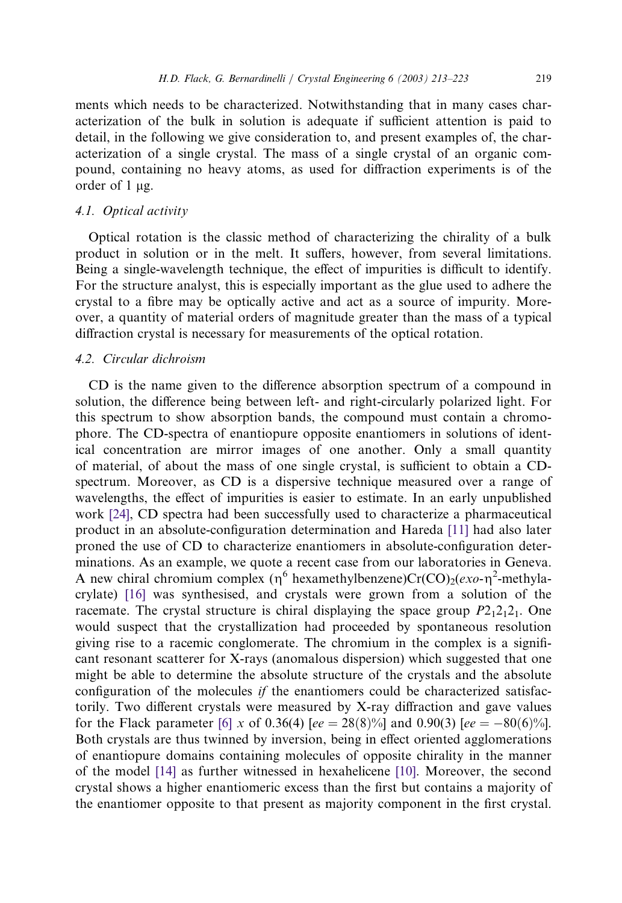ments which needs to be characterized. Notwithstanding that in many cases characterization of the bulk in solution is adequate if sufficient attention is paid to detail, in the following we give consideration to, and present examples of, the characterization of a single crystal. The mass of a single crystal of an organic compound, containing no heavy atoms, as used for diffraction experiments is of the order of 1 μg.

### 4.1. Optical activity

Optical rotation is the classic method of characterizing the chirality of a bulk product in solution or in the melt. It suffers, however, from several limitations. Being a single-wavelength technique, the effect of impurities is difficult to identify. For the structure analyst, this is especially important as the glue used to adhere the crystal to a fibre may be optically active and act as a source of impurity. Moreover, a quantity of material orders of magnitude greater than the mass of a typical diffraction crystal is necessary for measurements of the optical rotation.

### 4.2. Circular dichroism

CD is the name given to the difference absorption spectrum of a compound in solution, the difference being between left- and right-circularly polarized light. For this spectrum to show absorption bands, the compound must contain a chromophore. The CD-spectra of enantiopure opposite enantiomers in solutions of identical concentration are mirror images of one another. Only a small quantity of material, of about the mass of one single crystal, is sufficient to obtain a CD-spectrum. Moreover, as CD is a dispersive technique measured over a range of wavelengths, the effect of impurities is easier to estimate. In an early unpublished work [24], CD spectra had been successfully used to characterize a pharmaceutical product in an absolute-configuration determination and Hareda [11] had also later proned the use of CD to characterize enantiomers in absolute-configuration determinations. As an example, we quote a recent case from our laboratories in Geneva. A new chiral chromium complex ($\eta^6$ hexamethylbenzene)Cr$(CO)_2$(*exo*-$\eta^2$-methylacrylate) [16] was synthesised, and crystals were grown from a solution of the racemate. The crystal structure is chiral displaying the space group $P2_12_12_1$. One would suspect that the crystallization had proceeded by spontaneous resolution giving rise to a racemic conglomerate. The chromium in the complex is a significant resonant scatterer for X-rays (anomalous dispersion) which suggested that one might be able to determine the absolute structure of the crystals and the absolute configuration of the molecules *if* the enantiomers could be characterized satisfactorily. Two different crystals were measured by X-ray diffraction and gave values for the Flack parameter [6] $x$ of 0.36(4) [$ee = 28(8)\%$] and 0.90(3) [$ee = -80(6)\%$]. Both crystals are thus twinned by inversion, being in effect oriented agglomerations of enantiopure domains containing molecules of opposite chirality in the manner of the model [14] as further witnessed in hexahelicene [10]. Moreover, the second crystal shows a higher enantiomeric excess than the first but contains a majority of the enantiomer opposite to that present as majority component in the first crystal.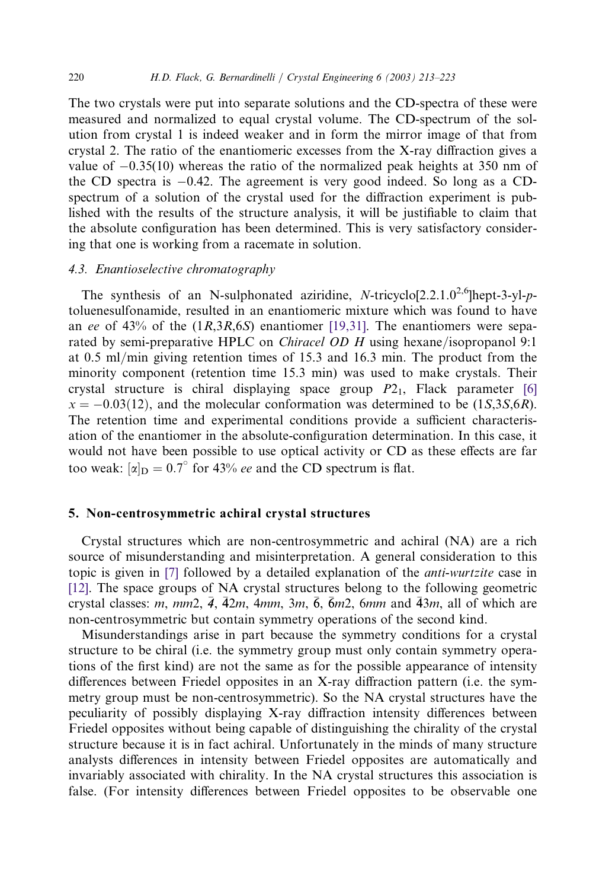The two crystals were put into separate solutions and the CD-spectra of these were measured and normalized to equal crystal volume. The CD-spectrum of the solution from crystal 1 is indeed weaker and in form the mirror image of that from crystal 2. The ratio of the enantiomeric excesses from the X-ray diffraction gives a value of −0.35(10) whereas the ratio of the normalized peak heights at 350 nm of the CD spectra is −0.42. The agreement is very good indeed. So long as a CD-spectrum of a solution of the crystal used for the diffraction experiment is published with the results of the structure analysis, it will be justifiable to claim that the absolute configuration has been determined. This is very satisfactory considering that one is working from a racemate in solution.

### 4.3. *Enantioselective chromatography*

The synthesis of an N-sulphonated aziridine, *N*-tricyclo[2.2.1.0$^{2,6}$]hept-3-yl-*p*-toluenesulfonamide, resulted in an enantiomeric mixture which was found to have an *ee* of 43% of the (1*R*,3*R*,6*S*) enantiomer [19,31]. The enantiomers were separated by semi-preparative HPLC on *Chiracel OD H* using hexane/isopropanol 9:1 at 0.5 ml/min giving retention times of 15.3 and 16.3 min. The product from the minority component (retention time 15.3 min) was used to make crystals. Their crystal structure is chiral displaying space group $P2_1$, Flack parameter [6] $x = -0.03(12)$, and the molecular conformation was determined to be (1*S*,3*S*,6*R*). The retention time and experimental conditions provide a sufficient characterisation of the enantiomer in the absolute-configuration determination. In this case, it would not have been possible to use optical activity or CD as these effects are far too weak: $[\alpha]_D = 0.7^\circ$ for 43% *ee* and the CD spectrum is flat.

## 5. Non-centrosymmetric achiral crystal structures

Crystal structures which are non-centrosymmetric and achiral (NA) are a rich source of misunderstanding and misinterpretation. A general consideration to this topic is given in [7] followed by a detailed explanation of the *anti-wurtzite* case in [12]. The space groups of NA crystal structures belong to the following geometric crystal classes: $m$, $mm2$, $\bar{4}$, $\bar{4}2m$, $4mm$, $3m$, $\bar{6}$, $\bar{6}m2$, $6mm$ and $\bar{4}3m$, all of which are non-centrosymmetric but contain symmetry operations of the second kind.

Misunderstandings arise in part because the symmetry conditions for a crystal structure to be chiral (i.e. the symmetry group must only contain symmetry operations of the first kind) are not the same as for the possible appearance of intensity differences between Friedel opposites in an X-ray diffraction pattern (i.e. the symmetry group must be non-centrosymmetric). So the NA crystal structures have the peculiarity of possibly displaying X-ray diffraction intensity differences between Friedel opposites without being capable of distinguishing the chirality of the crystal structure because it is in fact achiral. Unfortunately in the minds of many structure analysts differences in intensity between Friedel opposites are automatically and invariably associated with chirality. In the NA crystal structures this association is false. (For intensity differences between Friedel opposites to be observable one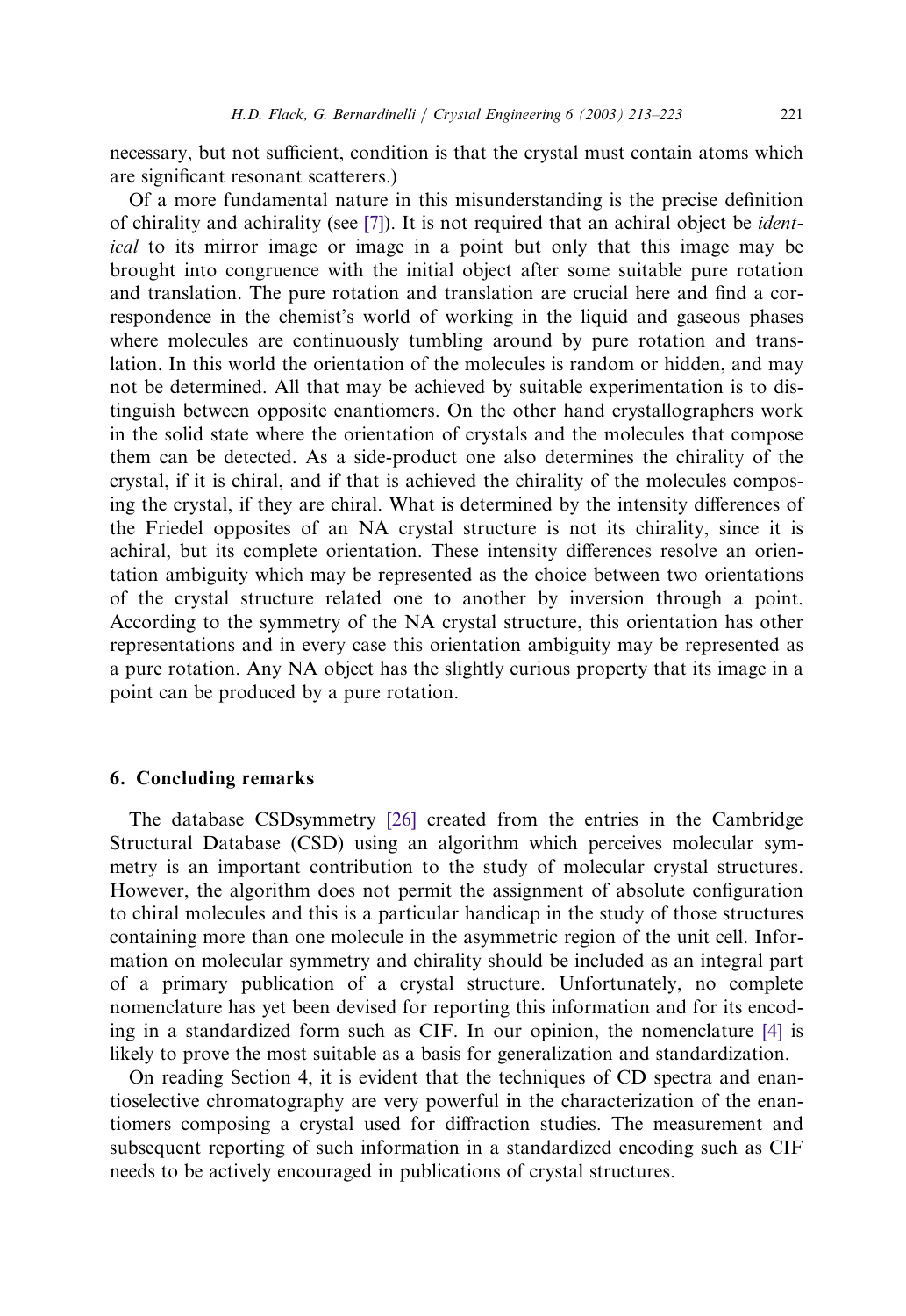necessary, but not sufficient, condition is that the crystal must contain atoms which are significant resonant scatterers.)

Of a more fundamental nature in this misunderstanding is the precise definition of chirality and achirality (see [7]). It is not required that an achiral object be *identical* to its mirror image or image in a point but only that this image may be brought into congruence with the initial object after some suitable pure rotation and translation. The pure rotation and translation are crucial here and find a correspondence in the chemist's world of working in the liquid and gaseous phases where molecules are continuously tumbling around by pure rotation and translation. In this world the orientation of the molecules is random or hidden, and may not be determined. All that may be achieved by suitable experimentation is to distinguish between opposite enantiomers. On the other hand crystallographers work in the solid state where the orientation of crystals and the molecules that compose them can be detected. As a side-product one also determines the chirality of the crystal, if it is chiral, and if that is achieved the chirality of the molecules composing the crystal, if they are chiral. What is determined by the intensity differences of the Friedel opposites of an NA crystal structure is not its chirality, since it is achiral, but its complete orientation. These intensity differences resolve an orientation ambiguity which may be represented as the choice between two orientations of the crystal structure related one to another by inversion through a point. According to the symmetry of the NA crystal structure, this orientation has other representations and in every case this orientation ambiguity may be represented as a pure rotation. Any NA object has the slightly curious property that its image in a point can be produced by a pure rotation.

## 6. Concluding remarks

The database CSDsymmetry [26] created from the entries in the Cambridge Structural Database (CSD) using an algorithm which perceives molecular symmetry is an important contribution to the study of molecular crystal structures. However, the algorithm does not permit the assignment of absolute configuration to chiral molecules and this is a particular handicap in the study of those structures containing more than one molecule in the asymmetric region of the unit cell. Information on molecular symmetry and chirality should be included as an integral part of a primary publication of a crystal structure. Unfortunately, no complete nomenclature has yet been devised for reporting this information and for its encoding in a standardized form such as CIF. In our opinion, the nomenclature [4] is likely to prove the most suitable as a basis for generalization and standardization.

On reading Section 4, it is evident that the techniques of CD spectra and enantioselective chromatography are very powerful in the characterization of the enantiomers composing a crystal used for diffraction studies. The measurement and subsequent reporting of such information in a standardized encoding such as CIF needs to be actively encouraged in publications of crystal structures.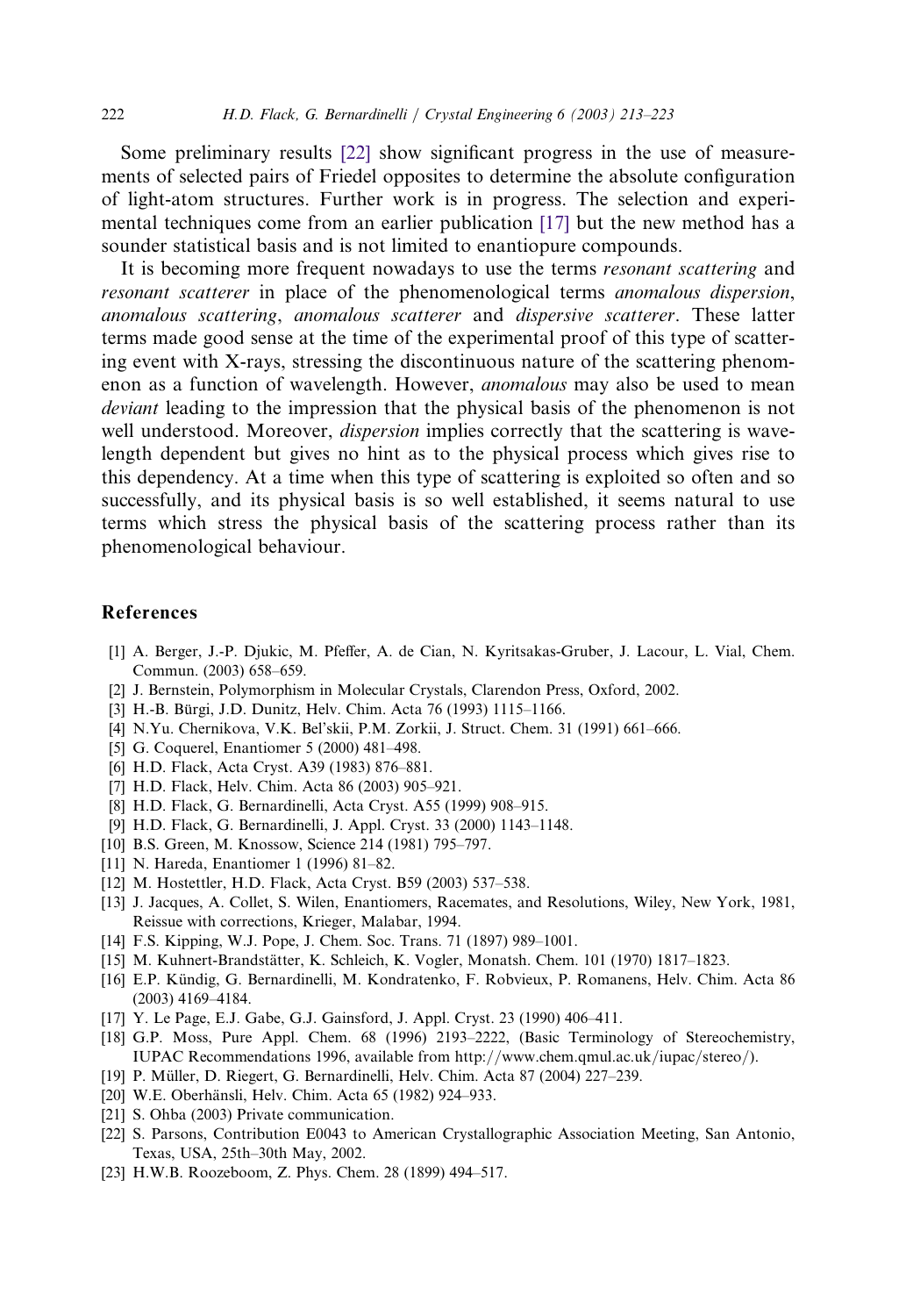Some preliminary results [22] show significant progress in the use of measurements of selected pairs of Friedel opposites to determine the absolute configuration of light-atom structures. Further work is in progress. The selection and experimental techniques come from an earlier publication [17] but the new method has a sounder statistical basis and is not limited to enantiopure compounds.

It is becoming more frequent nowadays to use the terms *resonant scattering* and *resonant scatterer* in place of the phenomenological terms *anomalous dispersion*, *anomalous scattering*, *anomalous scatterer* and *dispersive scatterer*. These latter terms made good sense at the time of the experimental proof of this type of scattering event with X-rays, stressing the discontinuous nature of the scattering phenomenon as a function of wavelength. However, *anomalous* may also be used to mean *deviant* leading to the impression that the physical basis of the phenomenon is not well understood. Moreover, *dispersion* implies correctly that the scattering is wavelength dependent but gives no hint as to the physical process which gives rise to this dependency. At a time when this type of scattering is exploited so often and so successfully, and its physical basis is so well established, it seems natural to use terms which stress the physical basis of the scattering process rather than its phenomenological behaviour.

## References

[1] A. Berger, J.-P. Djukic, M. Pfeffer, A. de Cian, N. Kyritsakas-Gruber, J. Lacour, L. Vial, Chem. Commun. (2003) 658–659.

[2] J. Bernstein, Polymorphism in Molecular Crystals, Clarendon Press, Oxford, 2002.

[3] H.-B. Bürgi, J.D. Dunitz, Helv. Chim. Acta 76 (1993) 1115–1166.

[4] N.Yu. Chernikova, V.K. Bel'skii, P.M. Zorkii, J. Struct. Chem. 31 (1991) 661–666.

[5] G. Coquerel, Enantiomer 5 (2000) 481–498.

[6] H.D. Flack, Acta Cryst. A39 (1983) 876–881.

[7] H.D. Flack, Helv. Chim. Acta 86 (2003) 905–921.

[8] H.D. Flack, G. Bernardinelli, Acta Cryst. A55 (1999) 908–915.

[9] H.D. Flack, G. Bernardinelli, J. Appl. Cryst. 33 (2000) 1143–1148.

[10] B.S. Green, M. Knossow, Science 214 (1981) 795–797.

[11] N. Hareda, Enantiomer 1 (1996) 81–82.

[12] M. Hostettler, H.D. Flack, Acta Cryst. B59 (2003) 537–538.

[13] J. Jacques, A. Collet, S. Wilen, Enantiomers, Racemates, and Resolutions, Wiley, New York, 1981, Reissue with corrections, Krieger, Malabar, 1994.

[14] F.S. Kipping, W.J. Pope, J. Chem. Soc. Trans. 71 (1897) 989–1001.

[15] M. Kuhnert-Brandstätter, K. Schleich, K. Vogler, Monatsh. Chem. 101 (1970) 1817–1823.

[16] E.P. Kündig, G. Bernardinelli, M. Kondratenko, F. Robvieux, P. Romanens, Helv. Chim. Acta 86 (2003) 4169–4184.

[17] Y. Le Page, E.J. Gabe, G.J. Gainsford, J. Appl. Cryst. 23 (1990) 406–411.

[18] G.P. Moss, Pure Appl. Chem. 68 (1996) 2193–2222, (Basic Terminology of Stereochemistry, IUPAC Recommendations 1996, available from http://www.chem.qmul.ac.uk/iupac/stereo/).

[19] P. Müller, D. Riegert, G. Bernardinelli, Helv. Chim. Acta 87 (2004) 227–239.

[20] W.E. Oberhänsli, Helv. Chim. Acta 65 (1982) 924–933.

[21] S. Ohba (2003) Private communication.

[22] S. Parsons, Contribution E0043 to American Crystallographic Association Meeting, San Antonio, Texas, USA, 25th–30th May, 2002.

[23] H.W.B. Roozeboom, Z. Phys. Chem. 28 (1899) 494–517.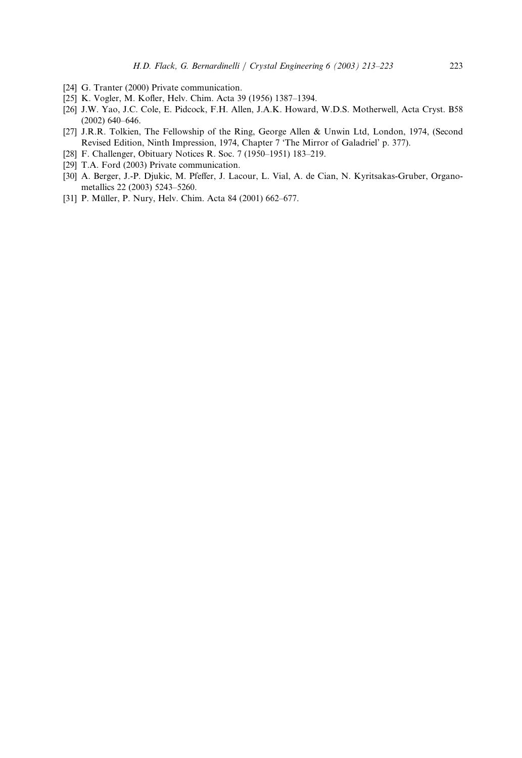[24] G. Tranter (2000) Private communication.

[25] K. Vogler, M. Kofler, Helv. Chim. Acta 39 (1956) 1387–1394.

[26] J.W. Yao, J.C. Cole, E. Pidcock, F.H. Allen, J.A.K. Howard, W.D.S. Motherwell, Acta Cryst. B58 (2002) 640–646.

[27] J.R.R. Tolkien, The Fellowship of the Ring, George Allen & Unwin Ltd, London, 1974, (Second Revised Edition, Ninth Impression, 1974, Chapter 7 'The Mirror of Galadriel' p. 377).

[28] F. Challenger, Obituary Notices R. Soc. 7 (1950–1951) 183–219.

[29] T.A. Ford (2003) Private communication.

[30] A. Berger, J.-P. Djukic, M. Pfeffer, J. Lacour, L. Vial, A. de Cian, N. Kyritsakas-Gruber, Organometallics 22 (2003) 5243–5260.

[31] P. Müller, P. Nury, Helv. Chim. Acta 84 (2001) 662–677.